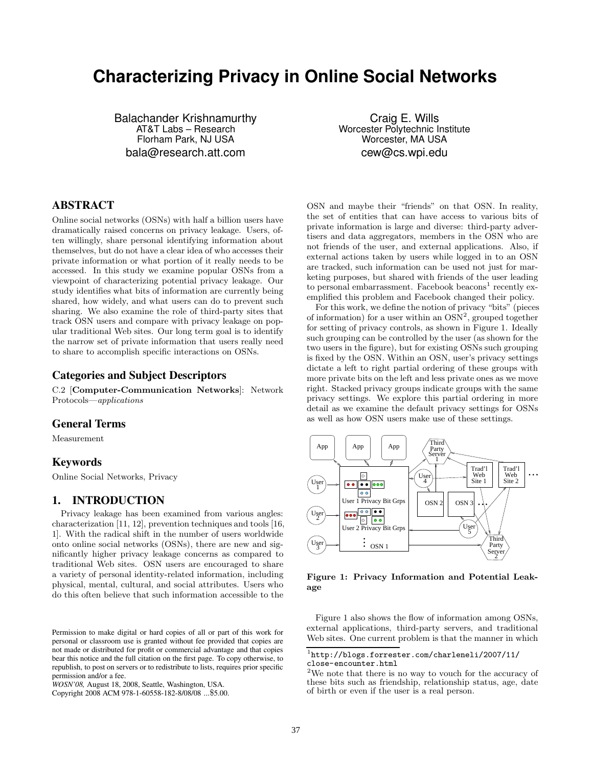# Characterizing Privacy in Online Social Networks

Balachander Krishnamurthy
AT&T Labs – Research
Florham Park, NJ USA
bala@research.att.com

Craig E. Wills
Worcester Polytechnic Institute
Worcester, MA USA
cew@cs.wpi.edu

## ABSTRACT

Online social networks (OSNs) with half a billion users have dramatically raised concerns on privacy leakage. Users, often willingly, share personal identifying information about themselves, but do not have a clear idea of who accesses their private information or what portion of it really needs to be accessed. In this study we examine popular OSNs from a viewpoint of characterizing potential privacy leakage. Our study identifies what bits of information are currently being shared, how widely, and what users can do to prevent such sharing. We also examine the role of third-party sites that track OSN users and compare with privacy leakage on popular traditional Web sites. Our long term goal is to identify the narrow set of private information that users really need to share to accomplish specific interactions on OSNs.

## Categories and Subject Descriptors

C.2 [**Computer-Communication Networks**]: Network Protocols—*applications*

## General Terms

Measurement

## Keywords

Online Social Networks, Privacy

## 1. INTRODUCTION

Privacy leakage has been examined from various angles: characterization [11, 12], prevention techniques and tools [16, 1]. With the radical shift in the number of users worldwide onto online social networks (OSNs), there are new and significantly higher privacy leakage concerns as compared to traditional Web sites. OSN users are encouraged to share a variety of personal identity-related information, including physical, mental, cultural, and social attributes. Users who do this often believe that such information accessible to the OSN and maybe their "friends" on that OSN. In reality, the set of entities that can have access to various bits of private information is large and diverse: third-party advertisers and data aggregators, members in the OSN who are not friends of the user, and external applications. Also, if external actions taken by users while logged in to an OSN are tracked, such information can be used not just for marketing purposes, but shared with friends of the user leading to personal embarrassment. Facebook beacons[1] recently exemplified this problem and Facebook changed their policy.

For this work, we define the notion of privacy "bits" (pieces of information) for a user within an OSN[2], grouped together for setting of privacy controls, as shown in Figure 1. Ideally such grouping can be controlled by the user (as shown for the two users in the figure), but for existing OSNs such grouping is fixed by the OSN. Within an OSN, user's privacy settings dictate a left to right partial ordering of these groups with more private bits on the left and less private ones as we move right. Stacked privacy groups indicate groups with the same privacy settings. We explore this partial ordering in more detail as we examine the default privacy settings for OSNs as well as how OSN users make use of these settings.

**Figure 1: Privacy Information and Potential Leakage**

Figure 1 also shows the flow of information among OSNs, external applications, third-party servers, and traditional Web sites. One current problem is that the manner in which

Permission to make digital or hard copies of all or part of this work for personal or classroom use is granted without fee provided that copies are not made or distributed for profit or commercial advantage and that copies bear this notice and the full citation on the first page. To copy otherwise, to republish, to post on servers or to redistribute to lists, requires prior specific permission and/or a fee.
*WOSN'08,* August 18, 2008, Seattle, Washington, USA.
Copyright 2008 ACM 978-1-60558-182-8/08/08 ...$5.00.

[1] http://blogs.forrester.com/charleneli/2007/11/close-encounter.html

[2] We note that there is no way to vouch for the accuracy of these bits such as friendship, relationship status, age, date of birth or even if the user is a real person.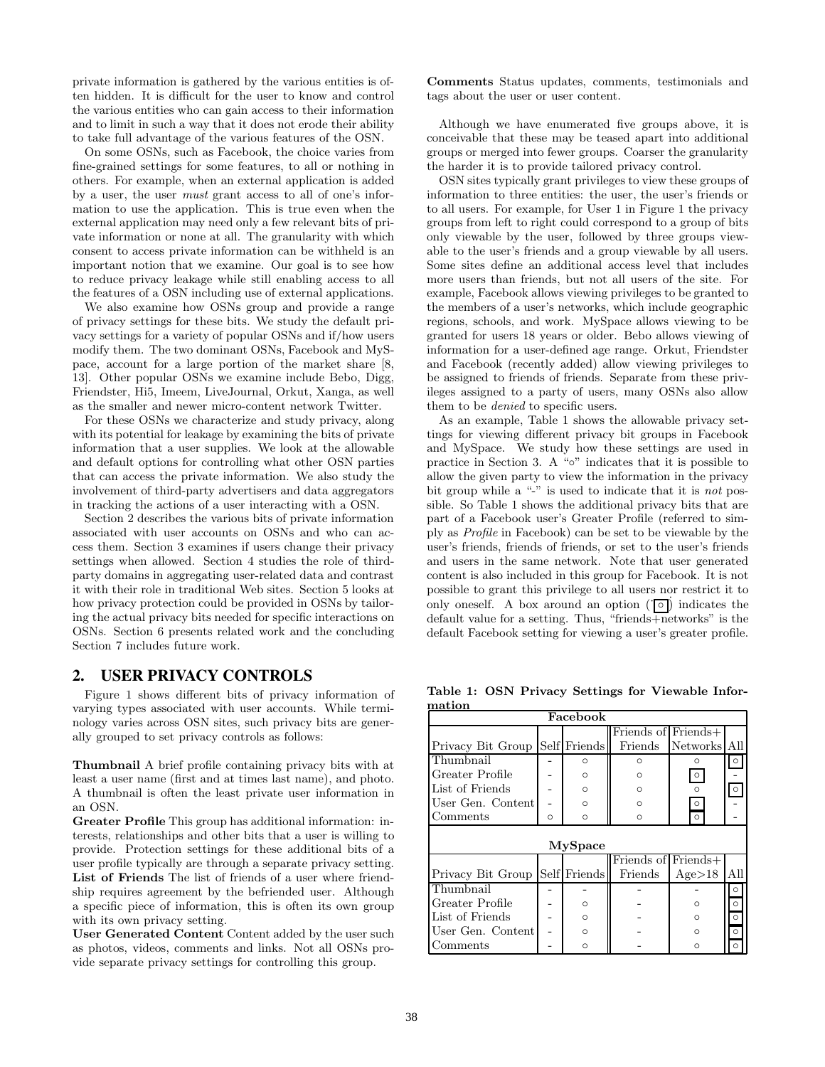private information is gathered by the various entities is often hidden. It is difficult for the user to know and control the various entities who can gain access to their information and to limit in such a way that it does not erode their ability to take full advantage of the various features of the OSN.

On some OSNs, such as Facebook, the choice varies from fine-grained settings for some features, to all or nothing in others. For example, when an external application is added by a user, the user *must* grant access to all of one's information to use the application. This is true even when the external application may need only a few relevant bits of private information or none at all. The granularity with which consent to access private information can be withheld is an important notion that we examine. Our goal is to see how to reduce privacy leakage while still enabling access to all the features of a OSN including use of external applications.

We also examine how OSNs group and provide a range of privacy settings for these bits. We study the default privacy settings for a variety of popular OSNs and if/how users modify them. The two dominant OSNs, Facebook and MySpace, account for a large portion of the market share [8, 13]. Other popular OSNs we examine include Bebo, Digg, Friendster, Hi5, Imeem, LiveJournal, Orkut, Xanga, as well as the smaller and newer micro-content network Twitter.

For these OSNs we characterize and study privacy, along with its potential for leakage by examining the bits of private information that a user supplies. We look at the allowable and default options for controlling what other OSN parties that can access the private information. We also study the involvement of third-party advertisers and data aggregators in tracking the actions of a user interacting with a OSN.

Section 2 describes the various bits of private information associated with user accounts on OSNs and who can access them. Section 3 examines if users change their privacy settings when allowed. Section 4 studies the role of third-party domains in aggregating user-related data and contrast it with their role in traditional Web sites. Section 5 looks at how privacy protection could be provided in OSNs by tailoring the actual privacy bits needed for specific interactions on OSNs. Section 6 presents related work and the concluding Section 7 includes future work.

## 2. USER PRIVACY CONTROLS

Figure 1 shows different bits of privacy information of varying types associated with user accounts. While terminology varies across OSN sites, such privacy bits are generally grouped to set privacy controls as follows:

**Thumbnail** A brief profile containing privacy bits with at least a user name (first and at times last name), and photo. A thumbnail is often the least private user information in an OSN.

**Greater Profile** This group has additional information: interests, relationships and other bits that a user is willing to provide. Protection settings for these additional bits of a user profile typically are through a separate privacy setting.

**List of Friends** The list of friends of a user where friendship requires agreement by the befriended user. Although a specific piece of information, this is often its own group with its own privacy setting.

**User Generated Content** Content added by the user such as photos, videos, comments and links. Not all OSNs provide separate privacy settings for controlling this group.

**Comments** Status updates, comments, testimonials and tags about the user or user content.

Although we have enumerated five groups above, it is conceivable that these may be teased apart into additional groups or merged into fewer groups. Coarser the granularity the harder it is to provide tailored privacy control.

OSN sites typically grant privileges to view these groups of information to three entities: the user, the user's friends or to all users. For example, for User 1 in Figure 1 the privacy groups from left to right could correspond to a group of bits only viewable by the user, followed by three groups viewable to the user's friends and a group viewable by all users. Some sites define an additional access level that includes more users than friends, but not all users of the site. For example, Facebook allows viewing privileges to be granted to the members of a user's networks, which include geographic regions, schools, and work. MySpace allows viewing to be granted for users 18 years or older. Bebo allows viewing of information for a user-defined age range. Orkut, Friendster and Facebook (recently added) allow viewing privileges to be assigned to friends of friends. Separate from these privileges assigned to a party of users, many OSNs also allow them to be *denied* to specific users.

As an example, Table 1 shows the allowable privacy settings for viewing different privacy bit groups in Facebook and MySpace. We study how these settings are used in practice in Section 3. A "○" indicates that it is possible to allow the given party to view the information in the privacy bit group while a "-" is used to indicate that it is *not* possible. So Table 1 shows the additional privacy bits that are part of a Facebook user's Greater Profile (referred to simply as *Profile* in Facebook) can be set to be viewable by the user's friends, friends of friends, or set to the user's friends and users in the same network. Note that user generated content is also included in this group for Facebook. It is not possible to grant this privilege to all users nor restrict it to only oneself. A box around an option ([○]) indicates the default value for a setting. Thus, "friends+networks" is the default Facebook setting for viewing a user's greater profile.

**Table 1: OSN Privacy Settings for Viewable Information**

| **Facebook** | | | | | |
|---|---|---|---|---|---|
| Privacy Bit Group | Self | Friends | Friends of Friends | Friends+ Networks | All |
| Thumbnail | - | ○ | ○ | ○ | [○] |
| Greater Profile | - | ○ | ○ | [○] | - |
| List of Friends | - | ○ | ○ | ○ | [○] |
| User Gen. Content | - | ○ | ○ | [○] | - |
| Comments | ○ | ○ | ○ | [○] | - |

| **MySpace** | | | | | |
|---|---|---|---|---|---|
| Privacy Bit Group | Self | Friends | Friends of Friends | Friends+ Age>18 | All |
| Thumbnail | - | - | - | - | [○] |
| Greater Profile | - | ○ | - | ○ | [○] |
| List of Friends | - | ○ | - | ○ | [○] |
| User Gen. Content | - | ○ | - | ○ | [○] |
| Comments | - | ○ | - | ○ | [○] |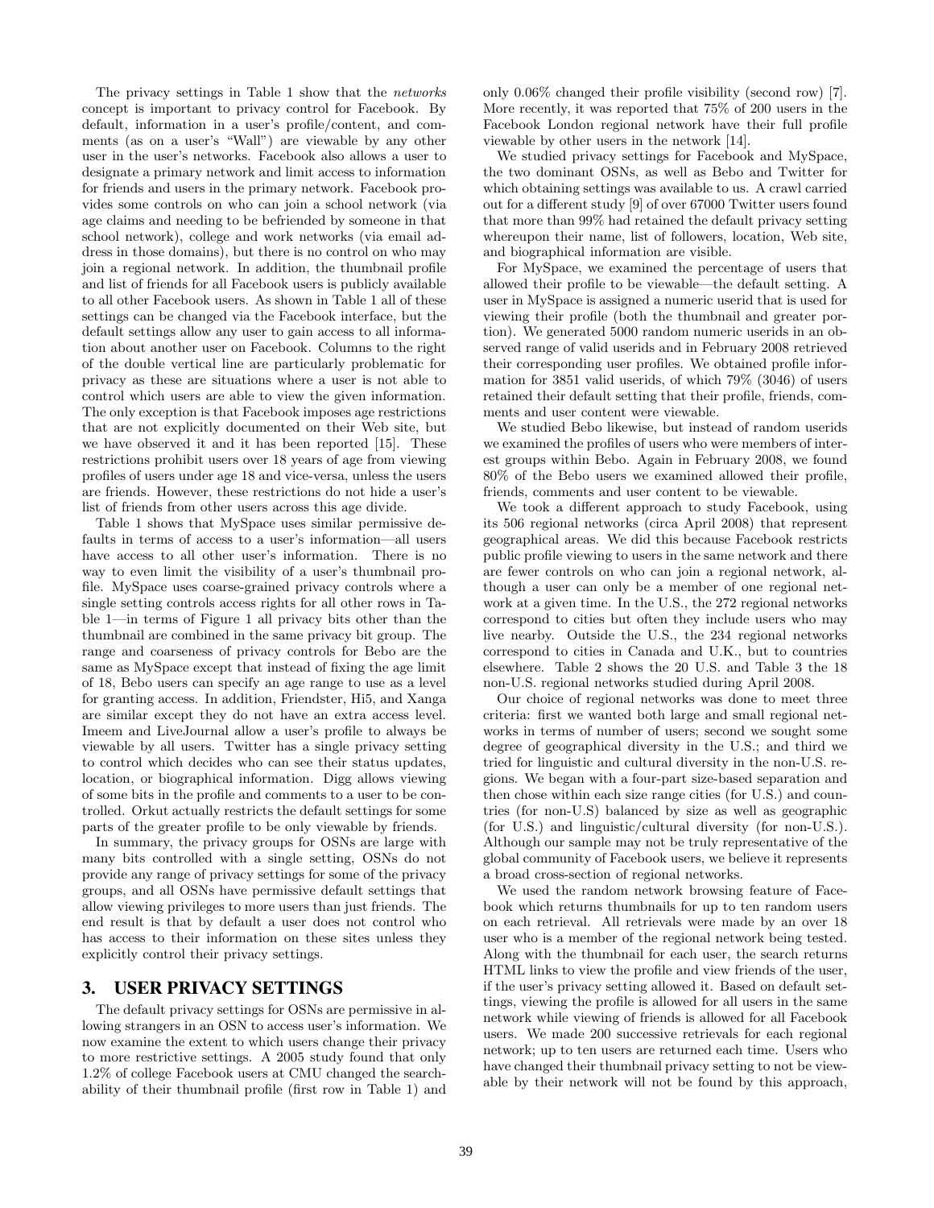The privacy settings in Table 1 show that the *networks* concept is important to privacy control for Facebook. By default, information in a user's profile/content, and comments (as on a user's "Wall") are viewable by any other user in the user's networks. Facebook also allows a user to designate a primary network and limit access to information for friends and users in the primary network. Facebook provides some controls on who can join a school network (via age claims and needing to be befriended by someone in that school network), college and work networks (via email address in those domains), but there is no control on who may join a regional network. In addition, the thumbnail profile and list of friends for all Facebook users is publicly available to all other Facebook users. As shown in Table 1 all of these settings can be changed via the Facebook interface, but the default settings allow any user to gain access to all information about another user on Facebook. Columns to the right of the double vertical line are particularly problematic for privacy as these are situations where a user is not able to control which users are able to view the given information. The only exception is that Facebook imposes age restrictions that are not explicitly documented on their Web site, but we have observed it and it has been reported [15]. These restrictions prohibit users over 18 years of age from viewing profiles of users under age 18 and vice-versa, unless the users are friends. However, these restrictions do not hide a user's list of friends from other users across this age divide.

Table 1 shows that MySpace uses similar permissive defaults in terms of access to a user's information—all users have access to all other user's information. There is no way to even limit the visibility of a user's thumbnail profile. MySpace uses coarse-grained privacy controls where a single setting controls access rights for all other rows in Table 1—in terms of Figure 1 all privacy bits other than the thumbnail are combined in the same privacy bit group. The range and coarseness of privacy controls for Bebo are the same as MySpace except that instead of fixing the age limit of 18, Bebo users can specify an age range to use as a level for granting access. In addition, Friendster, Hi5, and Xanga are similar except they do not have an extra access level. Imeem and LiveJournal allow a user's profile to always be viewable by all users. Twitter has a single privacy setting to control which decides who can see their status updates, location, or biographical information. Digg allows viewing of some bits in the profile and comments to a user to be controlled. Orkut actually restricts the default settings for some parts of the greater profile to be only viewable by friends.

In summary, the privacy groups for OSNs are large with many bits controlled with a single setting, OSNs do not provide any range of privacy settings for some of the privacy groups, and all OSNs have permissive default settings that allow viewing privileges to more users than just friends. The end result is that by default a user does not control who has access to their information on these sites unless they explicitly control their privacy settings.

## 3. USER PRIVACY SETTINGS

The default privacy settings for OSNs are permissive in allowing strangers in an OSN to access user's information. We now examine the extent to which users change their privacy to more restrictive settings. A 2005 study found that only 1.2% of college Facebook users at CMU changed the searchability of their thumbnail profile (first row in Table 1) and only 0.06% changed their profile visibility (second row) [7]. More recently, it was reported that 75% of 200 users in the Facebook London regional network have their full profile viewable by other users in the network [14].

We studied privacy settings for Facebook and MySpace, the two dominant OSNs, as well as Bebo and Twitter for which obtaining settings was available to us. A crawl carried out for a different study [9] of over 67000 Twitter users found that more than 99% had retained the default privacy setting whereupon their name, list of followers, location, Web site, and biographical information are visible.

For MySpace, we examined the percentage of users that allowed their profile to be viewable—the default setting. A user in MySpace is assigned a numeric userid that is used for viewing their profile (both the thumbnail and greater portion). We generated 5000 random numeric userids in an observed range of valid userids and in February 2008 retrieved their corresponding user profiles. We obtained profile information for 3851 valid userids, of which 79% (3046) of users retained their default setting that their profile, friends, comments and user content were viewable.

We studied Bebo likewise, but instead of random userids we examined the profiles of users who were members of interest groups within Bebo. Again in February 2008, we found 80% of the Bebo users we examined allowed their profile, friends, comments and user content to be viewable.

We took a different approach to study Facebook, using its 506 regional networks (circa April 2008) that represent geographical areas. We did this because Facebook restricts public profile viewing to users in the same network and there are fewer controls on who can join a regional network, although a user can only be a member of one regional network at a given time. In the U.S., the 272 regional networks correspond to cities but often they include users who may live nearby. Outside the U.S., the 234 regional networks correspond to cities in Canada and U.K., but to countries elsewhere. Table 2 shows the 20 U.S. and Table 3 the 18 non-U.S. regional networks studied during April 2008.

Our choice of regional networks was done to meet three criteria: first we wanted both large and small regional networks in terms of number of users; second we sought some degree of geographical diversity in the U.S.; and third we tried for linguistic and cultural diversity in the non-U.S. regions. We began with a four-part size-based separation and then chose within each size range cities (for U.S.) and countries (for non-U.S) balanced by size as well as geographic (for U.S.) and linguistic/cultural diversity (for non-U.S.). Although our sample may not be truly representative of the global community of Facebook users, we believe it represents a broad cross-section of regional networks.

We used the random network browsing feature of Facebook which returns thumbnails for up to ten random users on each retrieval. All retrievals were made by an over 18 user who is a member of the regional network being tested. Along with the thumbnail for each user, the search returns HTML links to view the profile and view friends of the user, if the user's privacy setting allowed it. Based on default settings, viewing the profile is allowed for all users in the same network while viewing of friends is allowed for all Facebook users. We made 200 successive retrievals for each regional network; up to ten users are returned each time. Users who have changed their thumbnail privacy setting to not be viewable by their network will not be found by this approach,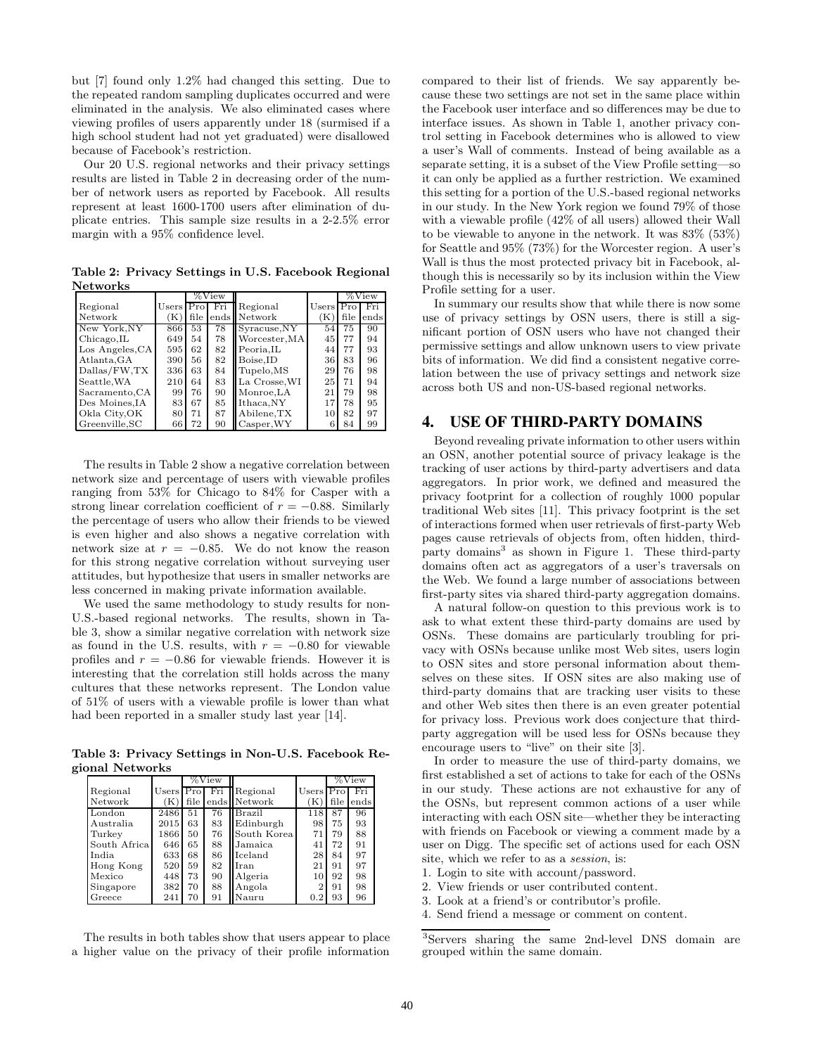but [7] found only 1.2% had changed this setting. Due to the repeated random sampling duplicates occurred and were eliminated in the analysis. We also eliminated cases where viewing profiles of users apparently under 18 (surmised if a high school student had not yet graduated) were disallowed because of Facebook's restriction.

Our 20 U.S. regional networks and their privacy settings results are listed in Table 2 in decreasing order of the number of network users as reported by Facebook. All results represent at least 1600-1700 users after elimination of duplicate entries. This sample size results in a 2-2.5% error margin with a 95% confidence level.

**Table 2: Privacy Settings in U.S. Facebook Regional Networks**

| Regional Network | Users (K) | %View Profile | %View Friends | Regional Network | Users (K) | %View Profile | %View Friends |
|---|---|---|---|---|---|---|---|
| New York,NY | 866 | 53 | 78 | Syracuse,NY | 54 | 75 | 90 |
| Chicago,IL | 649 | 54 | 78 | Worcester,MA | 45 | 77 | 94 |
| Los Angeles,CA | 595 | 62 | 82 | Peoria,IL | 44 | 77 | 93 |
| Atlanta,GA | 390 | 56 | 82 | Boise,ID | 36 | 83 | 96 |
| Dallas/FW,TX | 336 | 63 | 84 | Tupelo,MS | 29 | 76 | 98 |
| Seattle,WA | 210 | 64 | 83 | La Crosse,WI | 25 | 71 | 94 |
| Sacramento,CA | 99 | 76 | 90 | Monroe,LA | 21 | 79 | 98 |
| Des Moines,IA | 83 | 67 | 85 | Ithaca,NY | 17 | 78 | 95 |
| Okla City,OK | 80 | 71 | 87 | Abilene,TX | 10 | 82 | 97 |
| Greenville,SC | 66 | 72 | 90 | Casper,WY | 6 | 84 | 99 |

The results in Table 2 show a negative correlation between network size and percentage of users with viewable profiles ranging from 53% for Chicago to 84% for Casper with a strong linear correlation coefficient of $r = -0.88$. Similarly the percentage of users who allow their friends to be viewed is even higher and also shows a negative correlation with network size at $r = -0.85$. We do not know the reason for this strong negative correlation without surveying user attitudes, but hypothesize that users in smaller networks are less concerned in making private information available.

We used the same methodology to study results for non-U.S.-based regional networks. The results, shown in Table 3, show a similar negative correlation with network size as found in the U.S. results, with $r = -0.80$ for viewable profiles and $r = -0.86$ for viewable friends. However it is interesting that the correlation still holds across the many cultures that these networks represent. The London value of 51% of users with a viewable profile is lower than what had been reported in a smaller study last year [14].

**Table 3: Privacy Settings in Non-U.S. Facebook Regional Networks**

| Regional Network | Users (K) | %View Profile | %View Friends | Regional Network | Users (K) | %View Profile | %View Friends |
|---|---|---|---|---|---|---|---|
| London | 2486 | 51 | 76 | Brazil | 118 | 87 | 96 |
| Australia | 2015 | 63 | 83 | Edinburgh | 98 | 75 | 93 |
| Turkey | 1866 | 50 | 76 | South Korea | 71 | 79 | 88 |
| South Africa | 646 | 65 | 88 | Jamaica | 41 | 72 | 91 |
| India | 633 | 68 | 86 | Iceland | 28 | 84 | 97 |
| Hong Kong | 520 | 59 | 82 | Iran | 21 | 91 | 97 |
| Mexico | 448 | 73 | 90 | Algeria | 10 | 92 | 98 |
| Singapore | 382 | 70 | 88 | Angola | 2 | 91 | 98 |
| Greece | 241 | 70 | 91 | Nauru | 0.2 | 93 | 96 |

The results in both tables show that users appear to place a higher value on the privacy of their profile information compared to their list of friends. We say apparently because these two settings are not set in the same place within the Facebook user interface and so differences may be due to interface issues. As shown in Table 1, another privacy control setting in Facebook determines who is allowed to view a user's Wall of comments. Instead of being available as a separate setting, it is a subset of the View Profile setting—so it can only be applied as a further restriction. We examined this setting for a portion of the U.S.-based regional networks in our study. In the New York region we found 79% of those with a viewable profile (42% of all users) allowed their Wall to be viewable to anyone in the network. It was 83% (53%) for Seattle and 95% (73%) for the Worcester region. A user's Wall is thus the most protected privacy bit in Facebook, although this is necessarily so by its inclusion within the View Profile setting for a user.

In summary our results show that while there is now some use of privacy settings by OSN users, there is still a significant portion of OSN users who have not changed their permissive settings and allow unknown users to view private bits of information. We did find a consistent negative correlation between the use of privacy settings and network size across both US and non-US-based regional networks.

## 4. USE OF THIRD-PARTY DOMAINS

Beyond revealing private information to other users within an OSN, another potential source of privacy leakage is the tracking of user actions by third-party advertisers and data aggregators. In prior work, we defined and measured the privacy footprint for a collection of roughly 1000 popular traditional Web sites [11]. This privacy footprint is the set of interactions formed when user retrievals of first-party Web pages cause retrievals of objects from, often hidden, third-party domains[3] as shown in Figure 1. These third-party domains often act as aggregators of a user's traversals on the Web. We found a large number of associations between first-party sites via shared third-party aggregation domains.

A natural follow-on question to this previous work is to ask to what extent these third-party domains are used by OSNs. These domains are particularly troubling for privacy with OSNs because unlike most Web sites, users login to OSN sites and store personal information about themselves on these sites. If OSN sites are also making use of third-party domains that are tracking user visits to these and other Web sites then there is an even greater potential for privacy loss. Previous work does conjecture that third-party aggregation will be used less for OSNs because they encourage users to "live" on their site [3].

In order to measure the use of third-party domains, we first established a set of actions to take for each of the OSNs in our study. These actions are not exhaustive for any of the OSNs, but represent common actions of a user while interacting with each OSN site—whether they be interacting with friends on Facebook or viewing a comment made by a user on Digg. The specific set of actions used for each OSN site, which we refer to as a *session*, is:

1. Login to site with account/password.
2. View friends or user contributed content.
3. Look at a friend's or contributor's profile.
4. Send friend a message or comment on content.

[3]Servers sharing the same 2nd-level DNS domain are grouped within the same domain.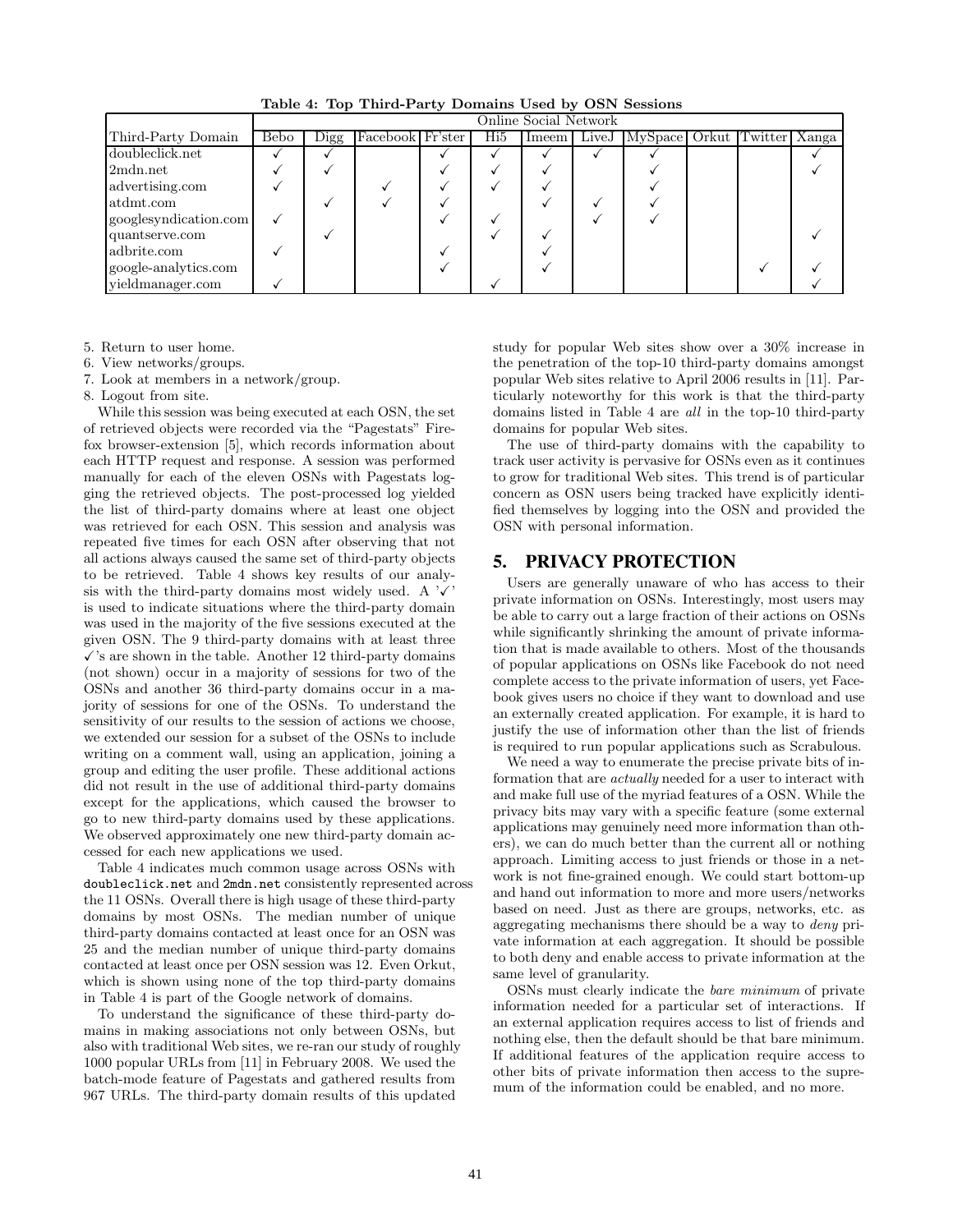**Table 4: Top Third-Party Domains Used by OSN Sessions**

| | Online Social Network | | | | | | | | | | |
|---|---|---|---|---|---|---|---|---|---|---|---|
| Third-Party Domain | Bebo | Digg | Facebook | Fr'ster | Hi5 | Imeem | LiveJ | MySpace | Orkut | Twitter | Xanga |
| doubleclick.net | ✓ | ✓ | | ✓ | ✓ | ✓ | ✓ | ✓ | | | ✓ |
| 2mdn.net | ✓ | ✓ | | ✓ | ✓ | ✓ | | ✓ | | | ✓ |
| advertising.com | ✓ | | ✓ | ✓ | ✓ | ✓ | | ✓ | | | |
| atdmt.com | | ✓ | ✓ | ✓ | | ✓ | ✓ | ✓ | | | |
| googlesyndication.com | ✓ | | | ✓ | ✓ | | ✓ | ✓ | | | |
| quantserve.com | | ✓ | | | ✓ | ✓ | | | | | ✓ |
| adbrite.com | ✓ | | | ✓ | | ✓ | | | | | |
| google-analytics.com | | | | ✓ | | ✓ | | | | ✓ | ✓ |
| yieldmanager.com | ✓ | | | | ✓ | | | | | | ✓ |

5. Return to user home.
6. View networks/groups.
7. Look at members in a network/group.
8. Logout from site.

While this session was being executed at each OSN, the set of retrieved objects were recorded via the "Pagestats" Firefox browser-extension [5], which records information about each HTTP request and response. A session was performed manually for each of the eleven OSNs with Pagestats logging the retrieved objects. The post-processed log yielded the list of third-party domains where at least one object was retrieved for each OSN. This session and analysis was repeated five times for each OSN after observing that not all actions always caused the same set of third-party objects to be retrieved. Table 4 shows key results of our analysis with the third-party domains most widely used. A '✓' is used to indicate situations where the third-party domain was used in the majority of the five sessions executed at the given OSN. The 9 third-party domains with at least three ✓'s are shown in the table. Another 12 third-party domains (not shown) occur in a majority of sessions for two of the OSNs and another 36 third-party domains occur in a majority of sessions for one of the OSNs. To understand the sensitivity of our results to the session of actions we choose, we extended our session for a subset of the OSNs to include writing on a comment wall, using an application, joining a group and editing the user profile. These additional actions did not result in the use of additional third-party domains except for the applications, which caused the browser to go to new third-party domains used by these applications. We observed approximately one new third-party domain accessed for each new applications we used.

Table 4 indicates much common usage across OSNs with `doubleclick.net` and `2mdn.net` consistently represented across the 11 OSNs. Overall there is high usage of these third-party domains by most OSNs. The median number of unique third-party domains contacted at least once for an OSN was 25 and the median number of unique third-party domains contacted at least once per OSN session was 12. Even Orkut, which is shown using none of the top third-party domains in Table 4 is part of the Google network of domains.

To understand the significance of these third-party domains in making associations not only between OSNs, but also with traditional Web sites, we re-ran our study of roughly 1000 popular URLs from [11] in February 2008. We used the batch-mode feature of Pagestats and gathered results from 967 URLs. The third-party domain results of this updated study for popular Web sites show over a 30% increase in the penetration of the top-10 third-party domains amongst popular Web sites relative to April 2006 results in [11]. Particularly noteworthy for this work is that the third-party domains listed in Table 4 are *all* in the top-10 third-party domains for popular Web sites.

The use of third-party domains with the capability to track user activity is pervasive for OSNs even as it continues to grow for traditional Web sites. This trend is of particular concern as OSN users being tracked have explicitly identified themselves by logging into the OSN and provided the OSN with personal information.

## 5. PRIVACY PROTECTION

Users are generally unaware of who has access to their private information on OSNs. Interestingly, most users may be able to carry out a large fraction of their actions on OSNs while significantly shrinking the amount of private information that is made available to others. Most of the thousands of popular applications on OSNs like Facebook do not need complete access to the private information of users, yet Facebook gives users no choice if they want to download and use an externally created application. For example, it is hard to justify the use of information other than the list of friends is required to run popular applications such as Scrabulous.

We need a way to enumerate the precise private bits of information that are *actually* needed for a user to interact with and make full use of the myriad features of a OSN. While the privacy bits may vary with a specific feature (some external applications may genuinely need more information than others), we can do much better than the current all or nothing approach. Limiting access to just friends or those in a network is not fine-grained enough. We could start bottom-up and hand out information to more and more users/networks based on need. Just as there are groups, networks, etc. as aggregating mechanisms there should be a way to *deny* private information at each aggregation. It should be possible to both deny and enable access to private information at the same level of granularity.

OSNs must clearly indicate the *bare minimum* of private information needed for a particular set of interactions. If an external application requires access to list of friends and nothing else, then the default should be that bare minimum. If additional features of the application require access to other bits of private information then access to the supremum of the information could be enabled, and no more.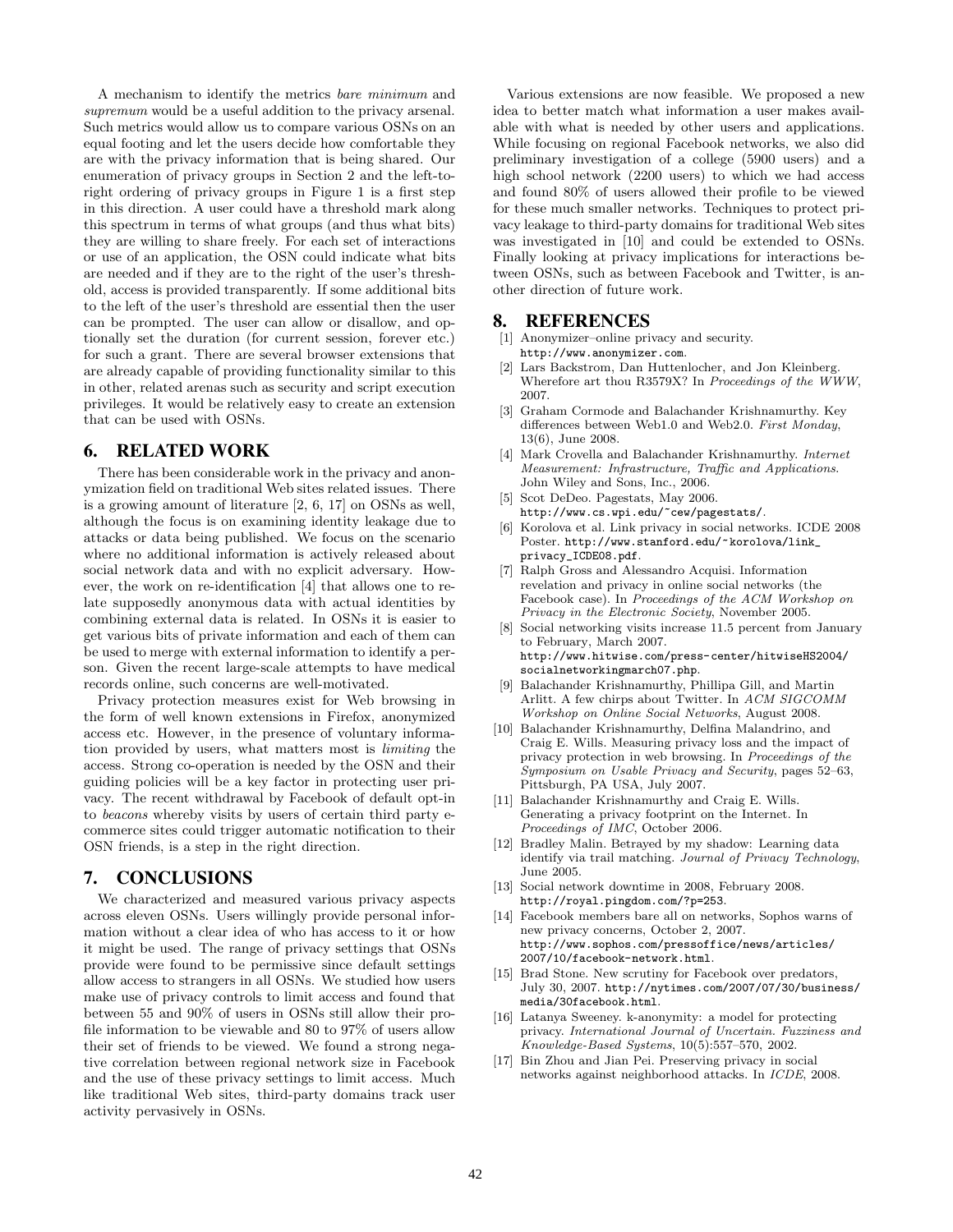A mechanism to identify the metrics *bare minimum* and *supremum* would be a useful addition to the privacy arsenal. Such metrics would allow us to compare various OSNs on an equal footing and let the users decide how comfortable they are with the privacy information that is being shared. Our enumeration of privacy groups in Section 2 and the left-to-right ordering of privacy groups in Figure 1 is a first step in this direction. A user could have a threshold mark along this spectrum in terms of what groups (and thus what bits) they are willing to share freely. For each set of interactions or use of an application, the OSN could indicate what bits are needed and if they are to the right of the user's threshold, access is provided transparently. If some additional bits to the left of the user's threshold are essential then the user can be prompted. The user can allow or disallow, and optionally set the duration (for current session, forever etc.) for such a grant. There are several browser extensions that are already capable of providing functionality similar to this in other, related arenas such as security and script execution privileges. It would be relatively easy to create an extension that can be used with OSNs.

## 6. RELATED WORK

There has been considerable work in the privacy and anonymization field on traditional Web sites related issues. There is a growing amount of literature [2, 6, 17] on OSNs as well, although the focus is on examining identity leakage due to attacks or data being published. We focus on the scenario where no additional information is actively released about social network data and with no explicit adversary. However, the work on re-identification [4] that allows one to relate supposedly anonymous data with actual identities by combining external data is related. In OSNs it is easier to get various bits of private information and each of them can be used to merge with external information to identify a person. Given the recent large-scale attempts to have medical records online, such concerns are well-motivated.

Privacy protection measures exist for Web browsing in the form of well known extensions in Firefox, anonymized access etc. However, in the presence of voluntary information provided by users, what matters most is *limiting* the access. Strong co-operation is needed by the OSN and their guiding policies will be a key factor in protecting user privacy. The recent withdrawal by Facebook of default opt-in to *beacons* whereby visits by users of certain third party e-commerce sites could trigger automatic notification to their OSN friends, is a step in the right direction.

## 7. CONCLUSIONS

We characterized and measured various privacy aspects across eleven OSNs. Users willingly provide personal information without a clear idea of who has access to it or how it might be used. The range of privacy settings that OSNs provide were found to be permissive since default settings allow access to strangers in all OSNs. We studied how users make use of privacy controls to limit access and found that between 55 and 90% of users in OSNs still allow their profile information to be viewable and 80 to 97% of users allow their set of friends to be viewed. We found a strong negative correlation between regional network size in Facebook and the use of these privacy settings to limit access. Much like traditional Web sites, third-party domains track user activity pervasively in OSNs.

Various extensions are now feasible. We proposed a new idea to better match what information a user makes available with what is needed by other users and applications. While focusing on regional Facebook networks, we also did preliminary investigation of a college (5900 users) and a high school network (2200 users) to which we had access and found 80% of users allowed their profile to be viewed for these much smaller networks. Techniques to protect privacy leakage to third-party domains for traditional Web sites was investigated in [10] and could be extended to OSNs. Finally looking at privacy implications for interactions between OSNs, such as between Facebook and Twitter, is another direction of future work.

## 8. REFERENCES

[1] Anonymizer–online privacy and security. http://www.anonymizer.com.

[2] Lars Backstrom, Dan Huttenlocher, and Jon Kleinberg. Wherefore art thou R3579X? In *Proceedings of the WWW*, 2007.

[3] Graham Cormode and Balachander Krishnamurthy. Key differences between Web1.0 and Web2.0. *First Monday*, 13(6), June 2008.

[4] Mark Crovella and Balachander Krishnamurthy. *Internet Measurement: Infrastructure, Traffic and Applications.* John Wiley and Sons, Inc., 2006.

[5] Scot DeDeo. Pagestats, May 2006. http://www.cs.wpi.edu/~cew/pagestats/.

[6] Korolova et al. Link privacy in social networks. ICDE 2008 Poster. http://www.stanford.edu/~korolova/link_privacy_ICDE08.pdf.

[7] Ralph Gross and Alessandro Acquisi. Information revelation and privacy in online social networks (the Facebook case). In *Proceedings of the ACM Workshop on Privacy in the Electronic Society*, November 2005.

[8] Social networking visits increase 11.5 percent from January to February, March 2007. http://www.hitwise.com/press-center/hitwiseHS2004/socialnetworkingmarch07.php.

[9] Balachander Krishnamurthy, Phillipa Gill, and Martin Arlitt. A few chirps about Twitter. In *ACM SIGCOMM Workshop on Online Social Networks*, August 2008.

[10] Balachander Krishnamurthy, Delfina Malandrino, and Craig E. Wills. Measuring privacy loss and the impact of privacy protection in web browsing. In *Proceedings of the Symposium on Usable Privacy and Security*, pages 52–63, Pittsburgh, PA USA, July 2007.

[11] Balachander Krishnamurthy and Craig E. Wills. Generating a privacy footprint on the Internet. In *Proceedings of IMC*, October 2006.

[12] Bradley Malin. Betrayed by my shadow: Learning data identify via trail matching. *Journal of Privacy Technology*, June 2005.

[13] Social network downtime in 2008, February 2008. http://royal.pingdom.com/?p=253.

[14] Facebook members bare all on networks, Sophos warns of new privacy concerns, October 2, 2007. http://www.sophos.com/pressoffice/news/articles/2007/10/facebook-network.html.

[15] Brad Stone. New scrutiny for Facebook over predators, July 30, 2007. http://nytimes.com/2007/07/30/business/media/30facebook.html.

[16] Latanya Sweeney. k-anonymity: a model for protecting privacy. *International Journal of Uncertain. Fuzziness and Knowledge-Based Systems*, 10(5):557–570, 2002.

[17] Bin Zhou and Jian Pei. Preserving privacy in social networks against neighborhood attacks. In *ICDE*, 2008.